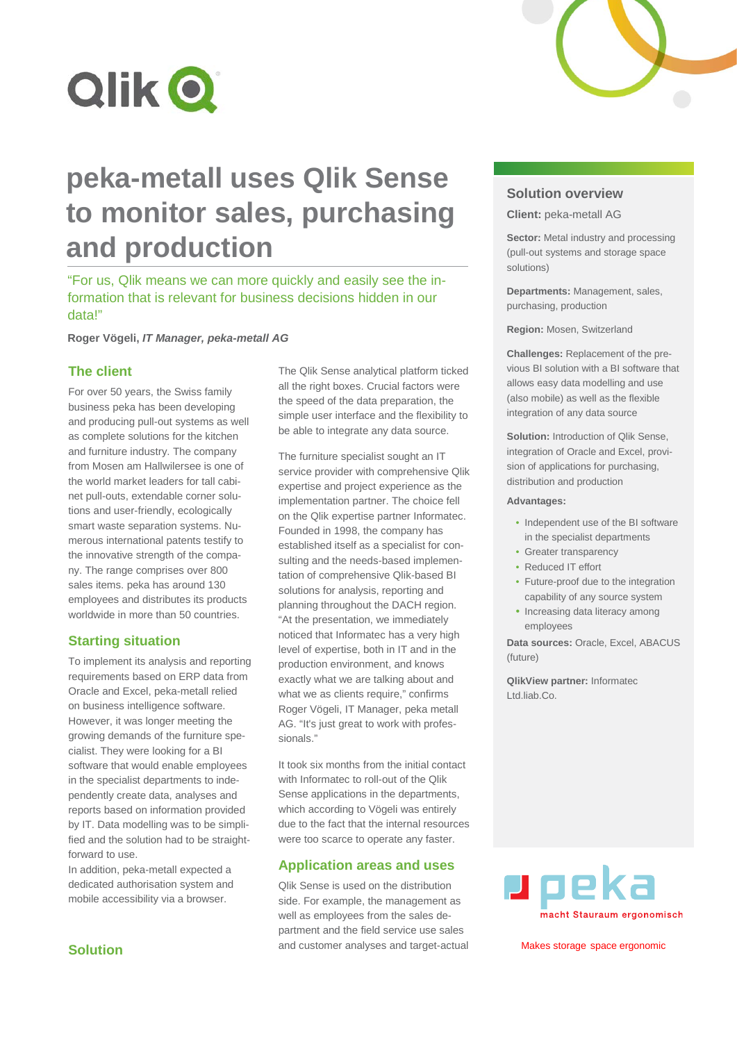# peka-metall uses Qlik Sense to monitor sales, purchasing and production

"For us, Qlik means we can more quickly and easily see the information that is relevant for business decisions hidden in our data!"

**Roger Vögeli,** ***IT Manager, peka-metall AG***

## The client

For over 50 years, the Swiss family business peka has been developing and producing pull-out systems as well as complete solutions for the kitchen and furniture industry. The company from Mosen am Hallwilersee is one of the world market leaders for tall cabinet pull-outs, extendable corner solutions and user-friendly, ecologically smart waste separation systems. Numerous international patents testify to the innovative strength of the company. The range comprises over 800 sales items. peka has around 130 employees and distributes its products worldwide in more than 50 countries.

## Starting situation

To implement its analysis and reporting requirements based on ERP data from Oracle and Excel, peka-metall relied on business intelligence software. However, it was longer meeting the growing demands of the furniture specialist. They were looking for a BI software that would enable employees in the specialist departments to independently create data, analyses and reports based on information provided by IT. Data modelling was to be simplified and the solution had to be straightforward to use.

In addition, peka-metall expected a dedicated authorisation system and mobile accessibility via a browser.

## Solution

The Qlik Sense analytical platform ticked all the right boxes. Crucial factors were the speed of the data preparation, the simple user interface and the flexibility to be able to integrate any data source.

The furniture specialist sought an IT service provider with comprehensive Qlik expertise and project experience as the implementation partner. The choice fell on the Qlik expertise partner Informatec. Founded in 1998, the company has established itself as a specialist for consulting and the needs-based implementation of comprehensive Qlik-based BI solutions for analysis, reporting and planning throughout the DACH region. "At the presentation, we immediately noticed that Informatec has a very high level of expertise, both in IT and in the production environment, and knows exactly what we are talking about and what we as clients require," confirms Roger Vögeli, IT Manager, peka metall AG. "It's just great to work with professionals."

It took six months from the initial contact with Informatec to roll-out of the Qlik Sense applications in the departments, which according to Vögeli was entirely due to the fact that the internal resources were too scarce to operate any faster.

## Application areas and uses

Qlik Sense is used on the distribution side. For example, the management as well as employees from the sales department and the field service use sales and customer analyses and target-actual

## Solution overview

**Client:** peka-metall AG

**Sector:** Metal industry and processing (pull-out systems and storage space solutions)

**Departments:** Management, sales, purchasing, production

**Region:** Mosen, Switzerland

**Challenges:** Replacement of the previous BI solution with a BI software that allows easy data modelling and use (also mobile) as well as the flexible integration of any data source

**Solution:** Introduction of Qlik Sense, integration of Oracle and Excel, provision of applications for purchasing, distribution and production

**Advantages:**

- Independent use of the BI software in the specialist departments
- Greater transparency
- Reduced IT effort
- Future-proof due to the integration capability of any source system
- Increasing data literacy among employees

**Data sources:** Oracle, Excel, ABACUS (future)

**QlikView partner:** Informatec Ltd.liab.Co.

peka macht Stauraum ergonomisch

Makes storage space ergonomic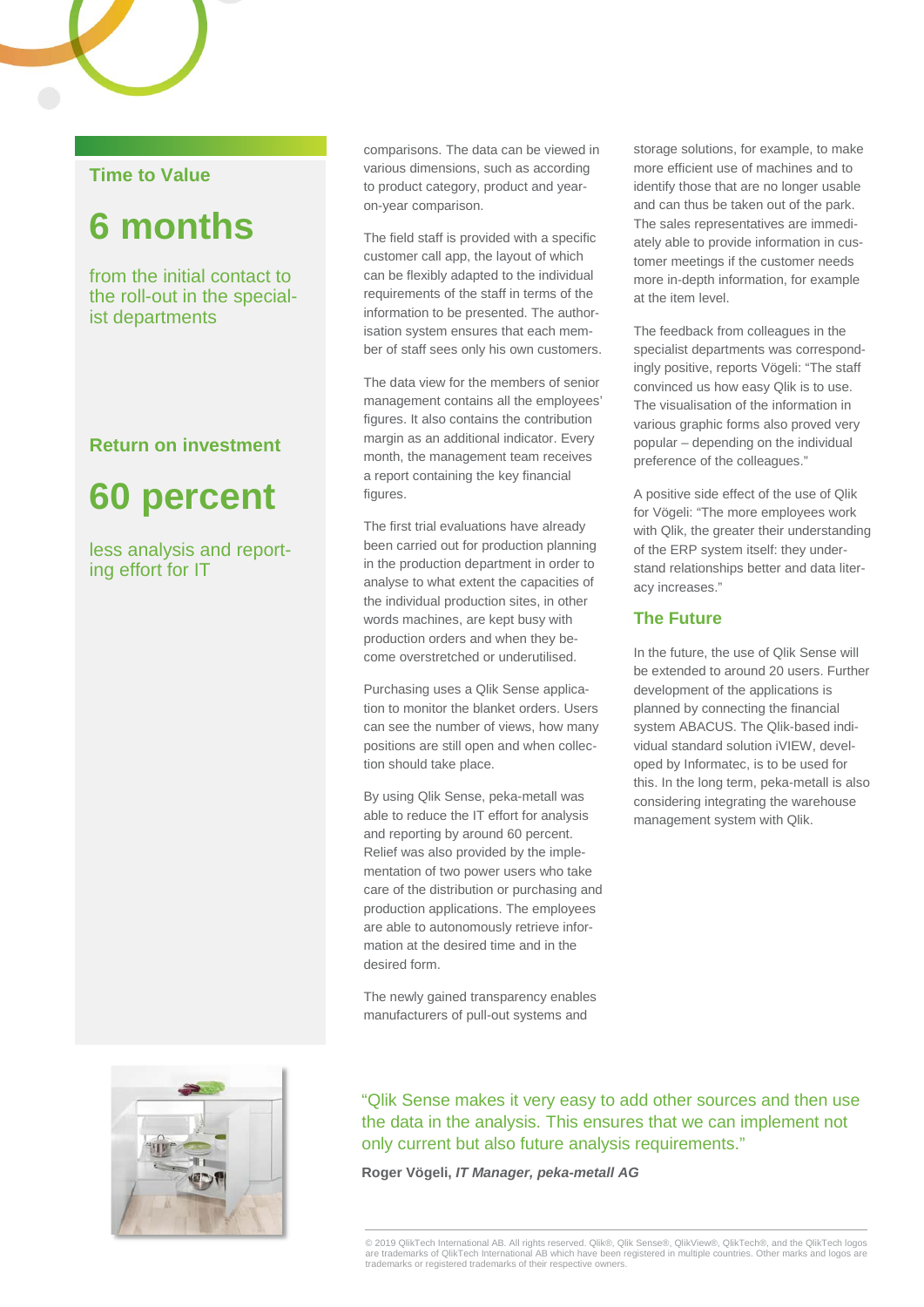**Time to Value**

# 6 months

from the initial contact to the roll-out in the specialist departments

**Return on investment**

# 60 percent

less analysis and reporting effort for IT

comparisons. The data can be viewed in various dimensions, such as according to product category, product and year-on-year comparison.

The field staff is provided with a specific customer call app, the layout of which can be flexibly adapted to the individual requirements of the staff in terms of the information to be presented. The authorisation system ensures that each member of staff sees only his own customers.

The data view for the members of senior management contains all the employees' figures. It also contains the contribution margin as an additional indicator. Every month, the management team receives a report containing the key financial figures.

The first trial evaluations have already been carried out for production planning in the production department in order to analyse to what extent the capacities of the individual production sites, in other words machines, are kept busy with production orders and when they become overstretched or underutilised.

Purchasing uses a Qlik Sense application to monitor the blanket orders. Users can see the number of views, how many positions are still open and when collection should take place.

By using Qlik Sense, peka-metall was able to reduce the IT effort for analysis and reporting by around 60 percent. Relief was also provided by the implementation of two power users who take care of the distribution or purchasing and production applications. The employees are able to autonomously retrieve information at the desired time and in the desired form.

The newly gained transparency enables manufacturers of pull-out systems and storage solutions, for example, to make more efficient use of machines and to identify those that are no longer usable and can thus be taken out of the park. The sales representatives are immediately able to provide information in customer meetings if the customer needs more in-depth information, for example at the item level.

The feedback from colleagues in the specialist departments was correspondingly positive, reports Vögeli: "The staff convinced us how easy Qlik is to use. The visualisation of the information in various graphic forms also proved very popular – depending on the individual preference of the colleagues."

A positive side effect of the use of Qlik for Vögeli: "The more employees work with Qlik, the greater their understanding of the ERP system itself: they understand relationships better and data literacy increases."

## The Future

In the future, the use of Qlik Sense will be extended to around 20 users. Further development of the applications is planned by connecting the financial system ABACUS. The Qlik-based individual standard solution iVIEW, developed by Informatec, is to be used for this. In the long term, peka-metall is also considering integrating the warehouse management system with Qlik.

"Qlik Sense makes it very easy to add other sources and then use the data in the analysis. This ensures that we can implement not only current but also future analysis requirements."

**Roger Vögeli,** ***IT Manager, peka-metall AG***

© 2019 QlikTech International AB. All rights reserved. Qlik®, Qlik Sense®, QlikView®, QlikTech®, and the QlikTech logos are trademarks of QlikTech International AB which have been registered in multiple countries. Other marks and logos are trademarks or registered trademarks of their respective owners.